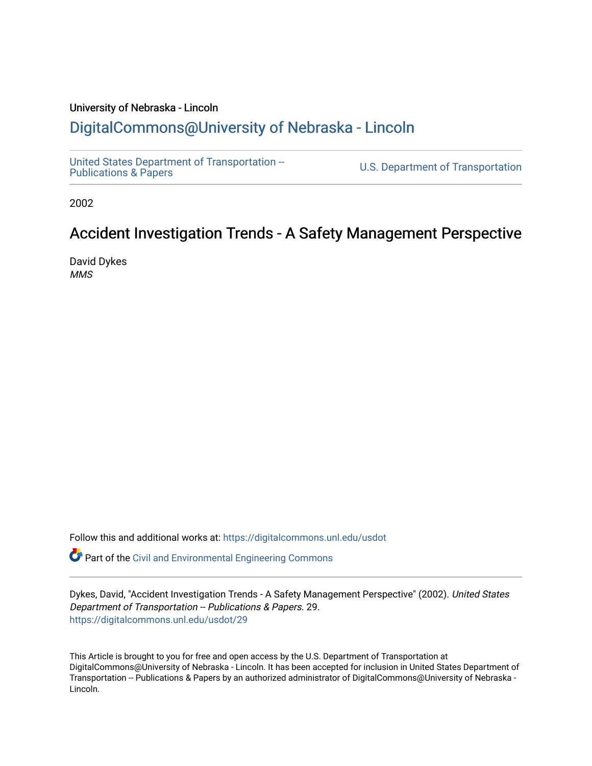University of Nebraska - Lincoln

## DigitalCommons@University of Nebraska - Lincoln

United States Department of Transportation -- Publications & Papers

U.S. Department of Transportation

2002

# Accident Investigation Trends - A Safety Management Perspective

David Dykes
*MMS*

Follow this and additional works at: https://digitalcommons.unl.edu/usdot

Part of the Civil and Environmental Engineering Commons

Dykes, David, "Accident Investigation Trends - A Safety Management Perspective" (2002). *United States Department of Transportation -- Publications & Papers*. 29.
https://digitalcommons.unl.edu/usdot/29

This Article is brought to you for free and open access by the U.S. Department of Transportation at DigitalCommons@University of Nebraska - Lincoln. It has been accepted for inclusion in United States Department of Transportation -- Publications & Papers by an authorized administrator of DigitalCommons@University of Nebraska - Lincoln.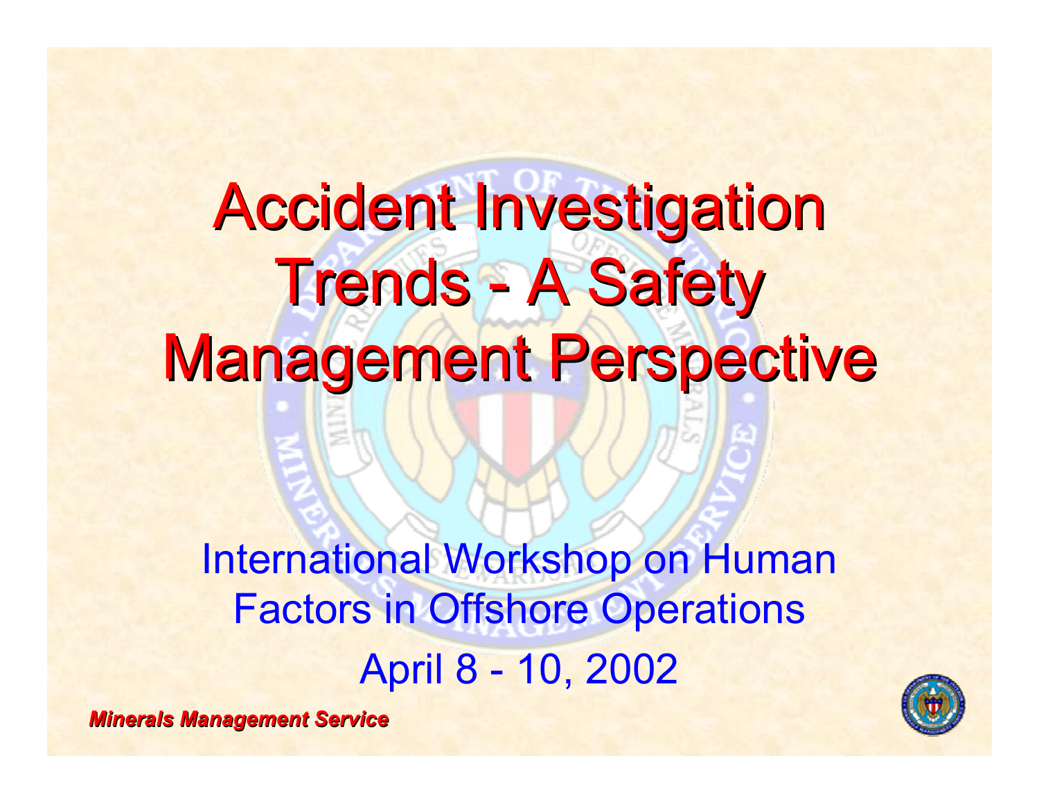# Accident Investigation Trends - A Safety Management Perspective

International Workshop on Human Factors in Offshore Operations

April 8 - 10, 2002

***Minerals Management Service***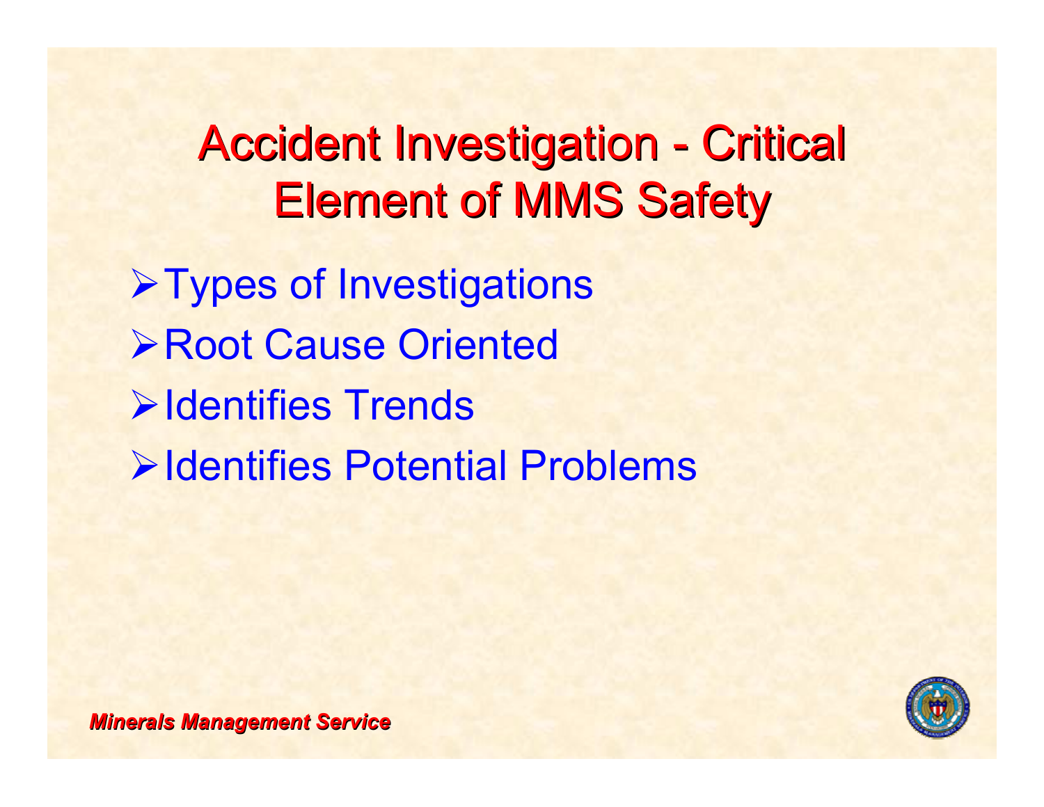# Accident Investigation - Critical Element of MMS Safety

- Types of Investigations
- Root Cause Oriented
- Identifies Trends
- Identifies Potential Problems

*Minerals Management Service*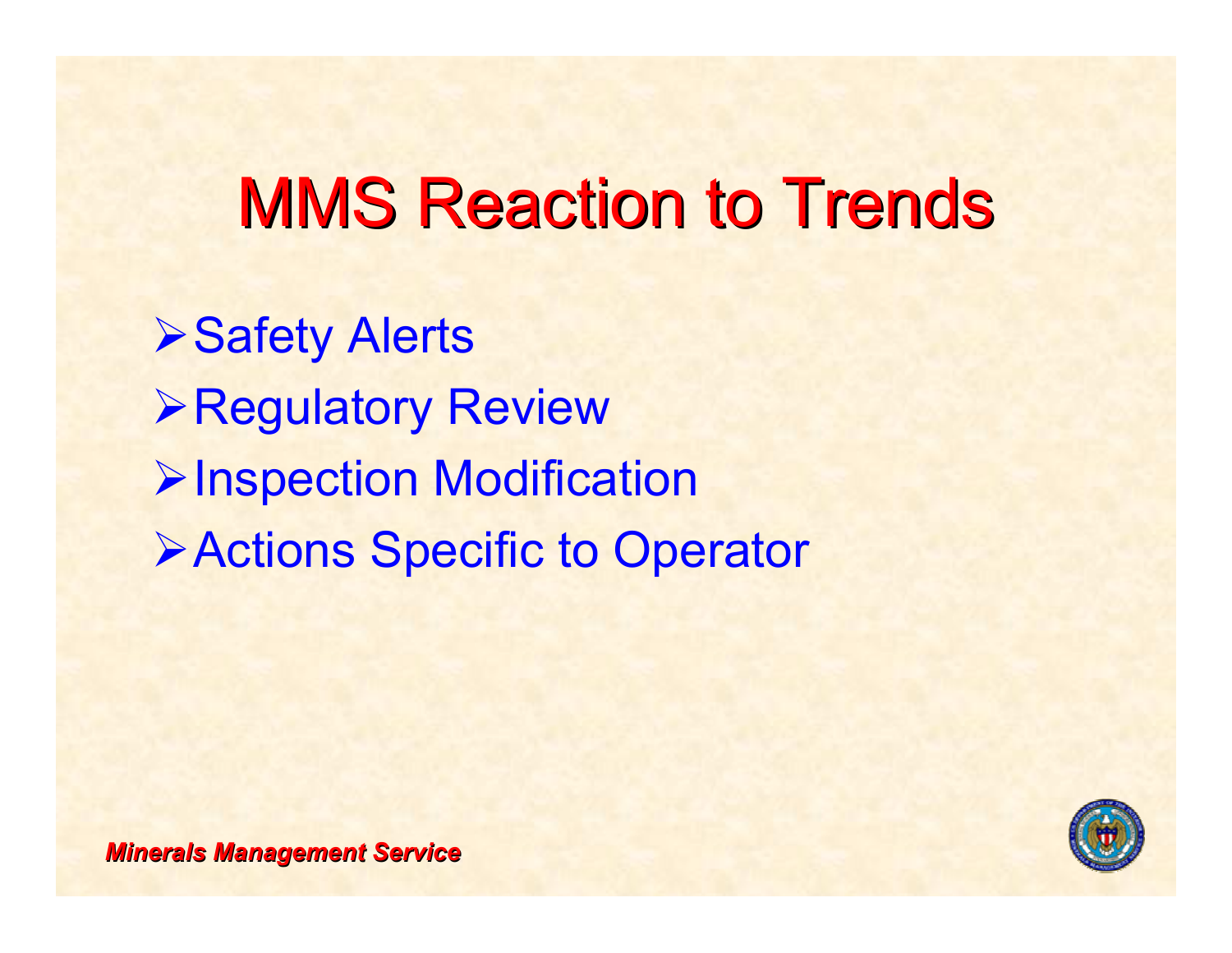# MMS Reaction to Trends

- Safety Alerts
- Regulatory Review
- Inspection Modification
- Actions Specific to Operator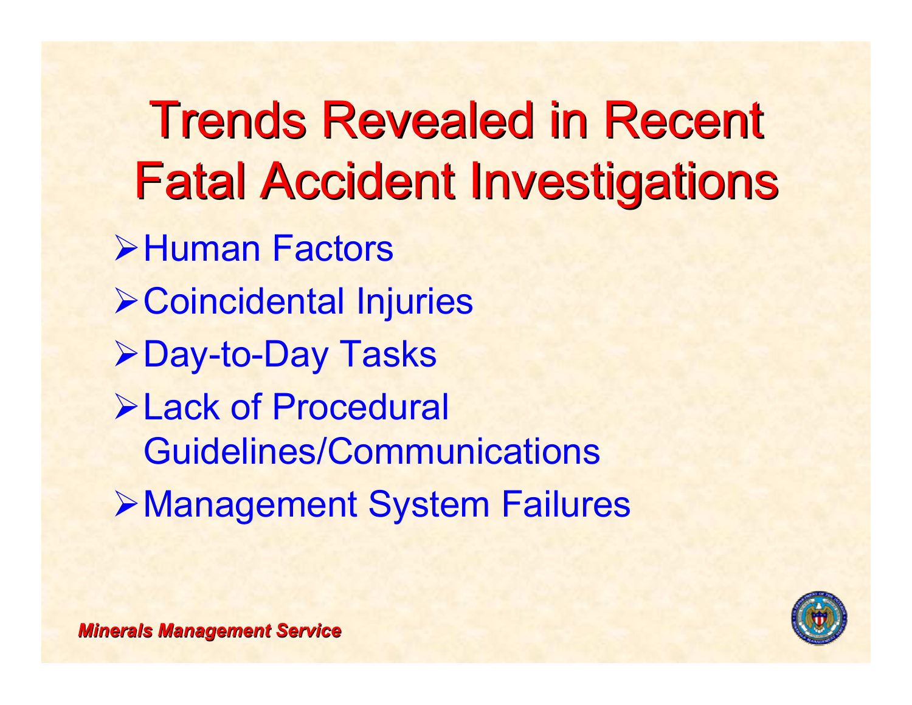# Trends Revealed in Recent Fatal Accident Investigations

- Human Factors
- Coincidental Injuries
- Day-to-Day Tasks
- Lack of Procedural Guidelines/Communications
- Management System Failures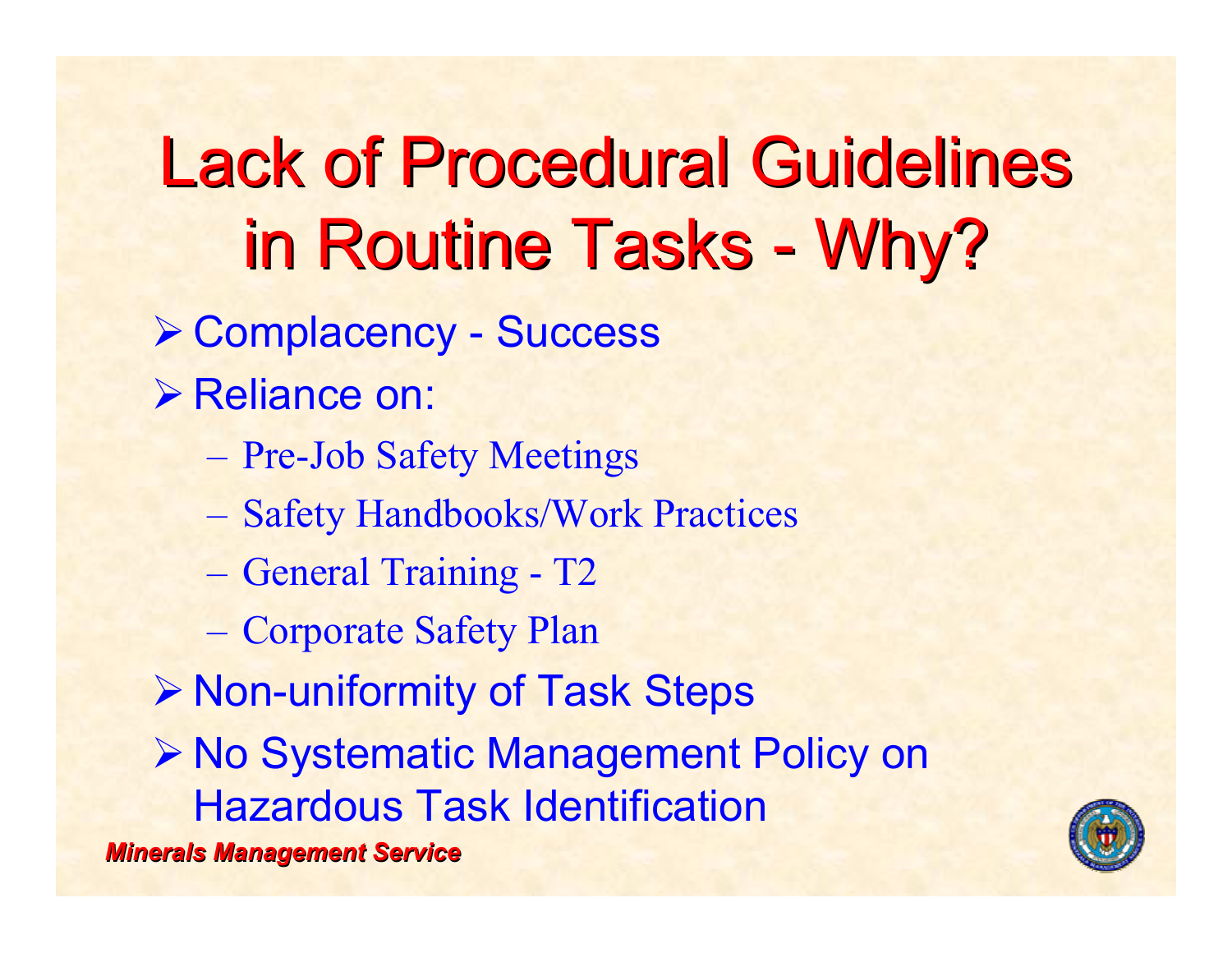# Lack of Procedural Guidelines in Routine Tasks - Why?

- Complacency - Success
- Reliance on:
  - Pre-Job Safety Meetings
  - Safety Handbooks/Work Practices
  - General Training - T2
  - Corporate Safety Plan
- Non-uniformity of Task Steps
- No Systematic Management Policy on Hazardous Task Identification

***Minerals Management Service***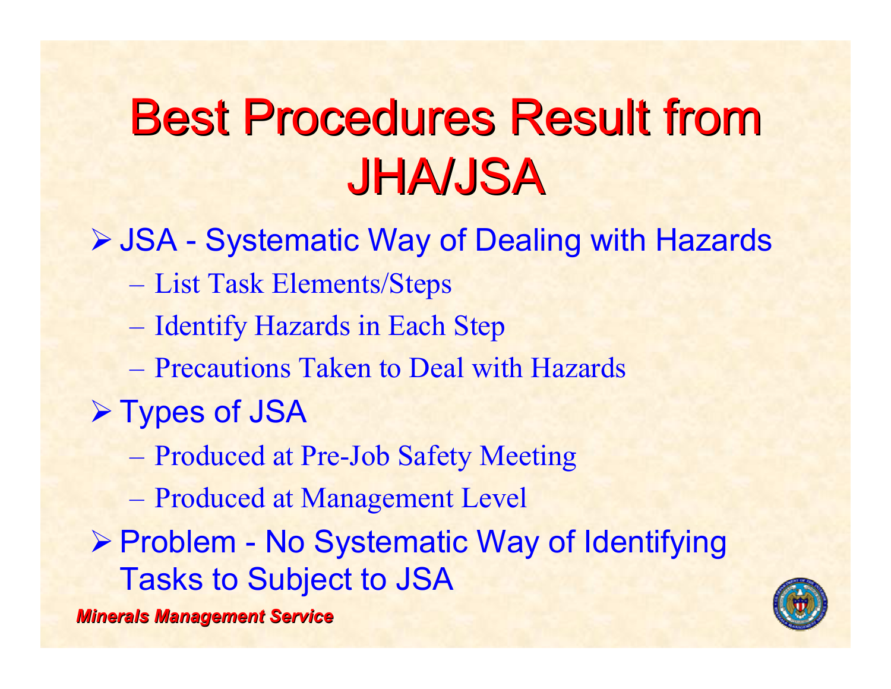# Best Procedures Result from JHA/JSA

- JSA - Systematic Way of Dealing with Hazards
  - List Task Elements/Steps
  - Identify Hazards in Each Step
  - Precautions Taken to Deal with Hazards
- Types of JSA
  - Produced at Pre-Job Safety Meeting
  - Produced at Management Level
- Problem - No Systematic Way of Identifying Tasks to Subject to JSA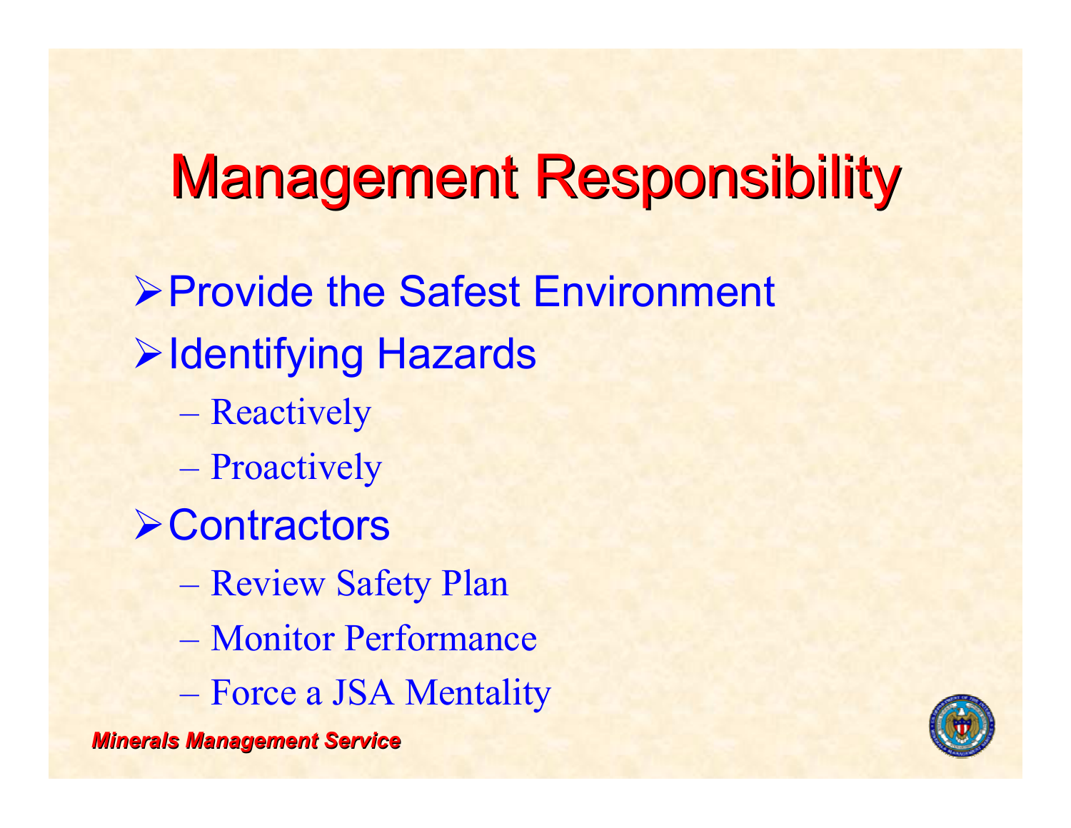# Management Responsibility

- Provide the Safest Environment
- Identifying Hazards
  - Reactively
  - Proactively
- Contractors
  - Review Safety Plan
  - Monitor Performance
  - Force a JSA Mentality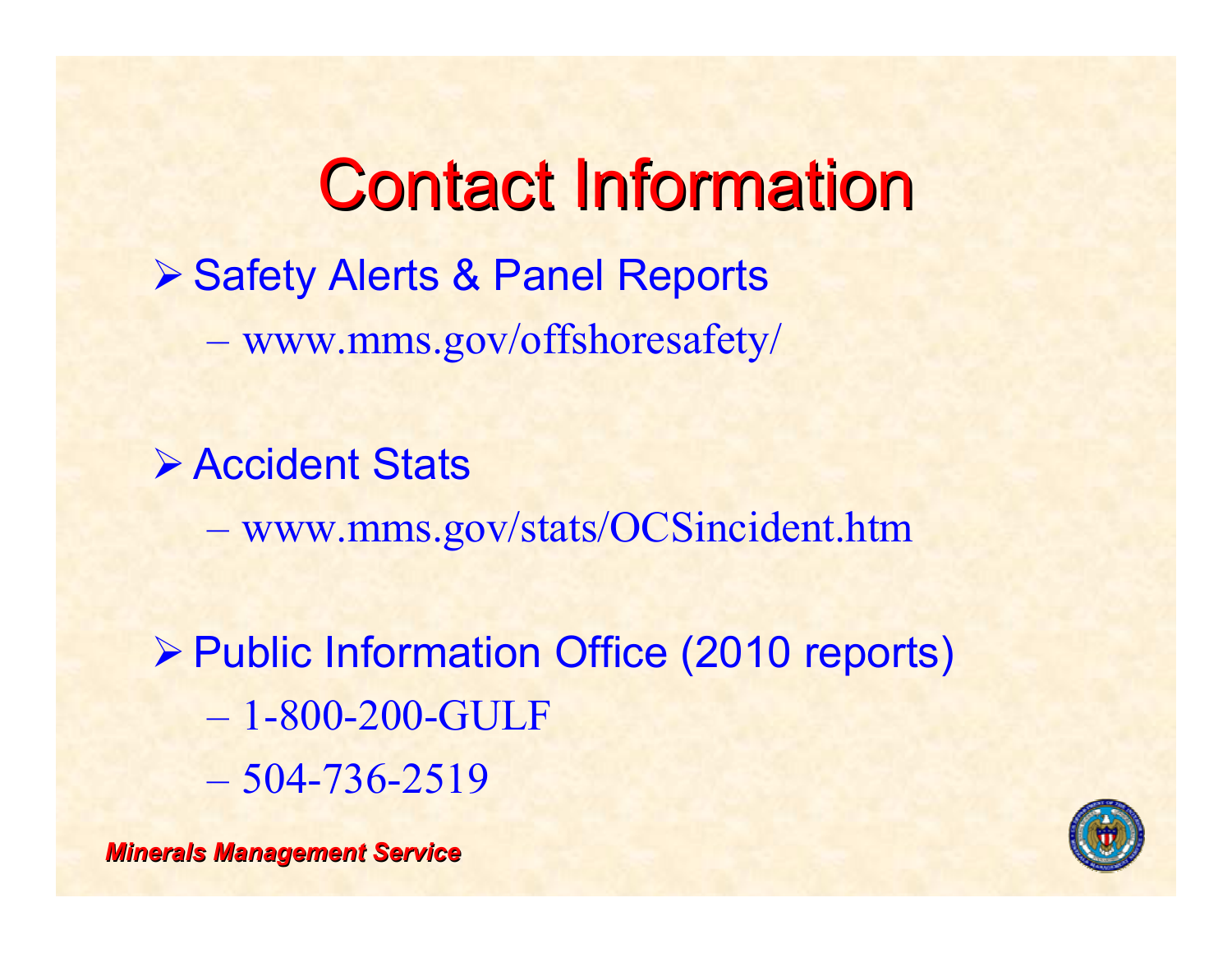# Contact Information

- Safety Alerts & Panel Reports
  - www.mms.gov/offshoresafety/

- Accident Stats
  - www.mms.gov/stats/OCSincident.htm

- Public Information Office (2010 reports)
  - 1-800-200-GULF
  - 504-736-2519

***Minerals Management Service***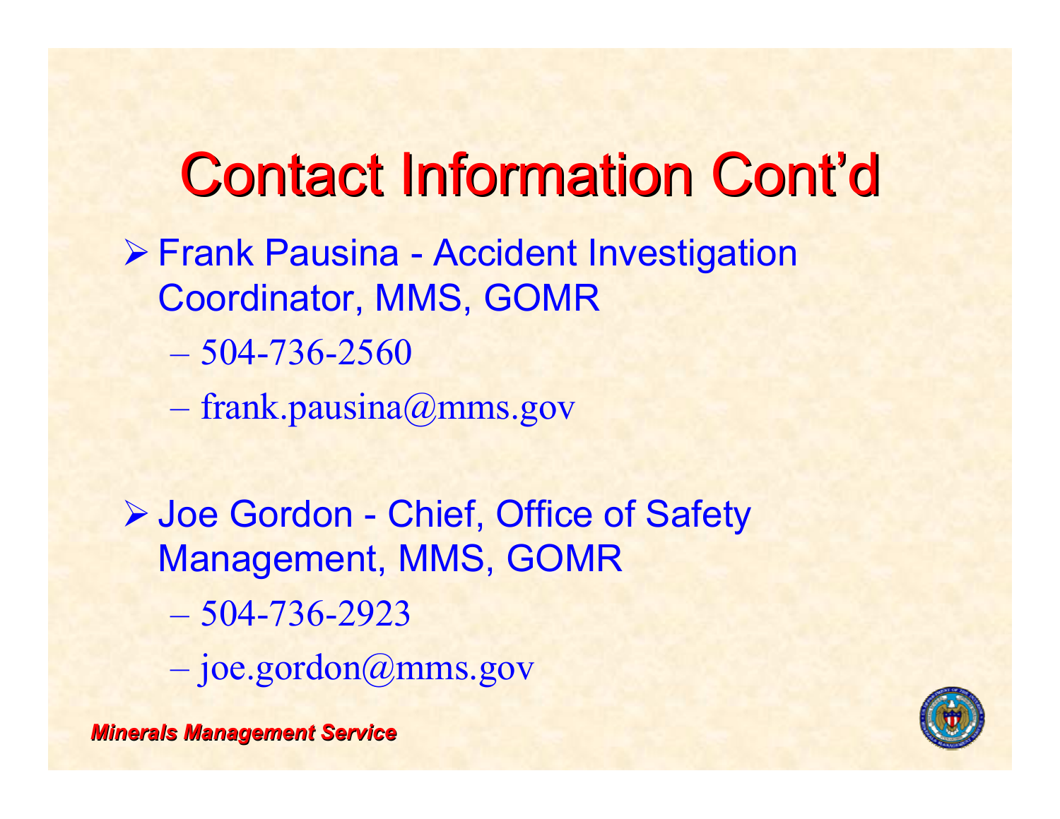# Contact Information Cont'd

- Frank Pausina - Accident Investigation Coordinator, MMS, GOMR
  - 504-736-2560
  - frank.pausina@mms.gov

- Joe Gordon - Chief, Office of Safety Management, MMS, GOMR
  - 504-736-2923
  - joe.gordon@mms.gov

***Minerals Management Service***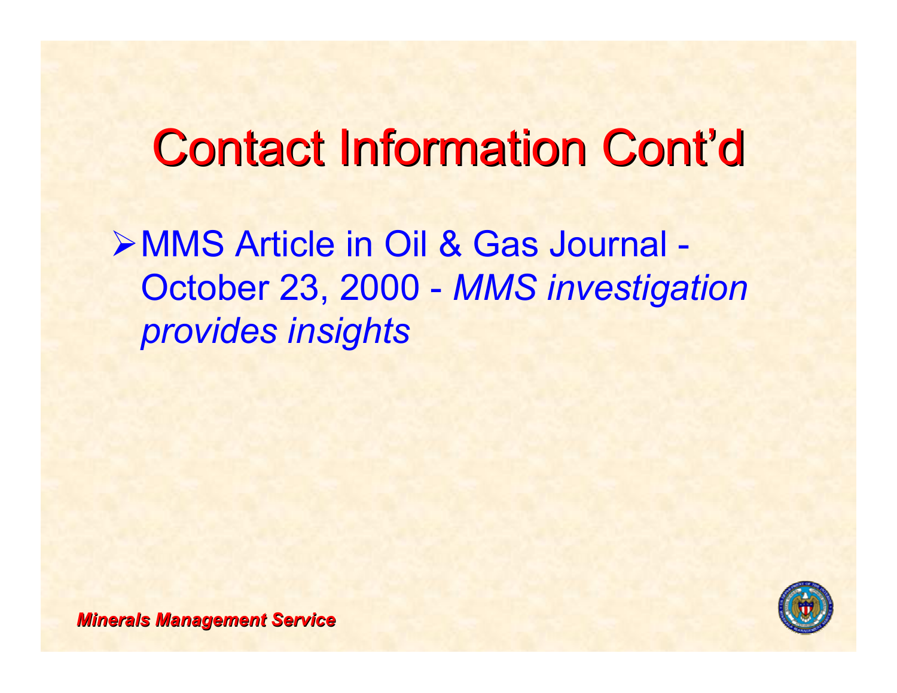# Contact Information Cont'd

- MMS Article in Oil & Gas Journal - October 23, 2000 - *MMS investigation provides insights*

***Minerals Management Service***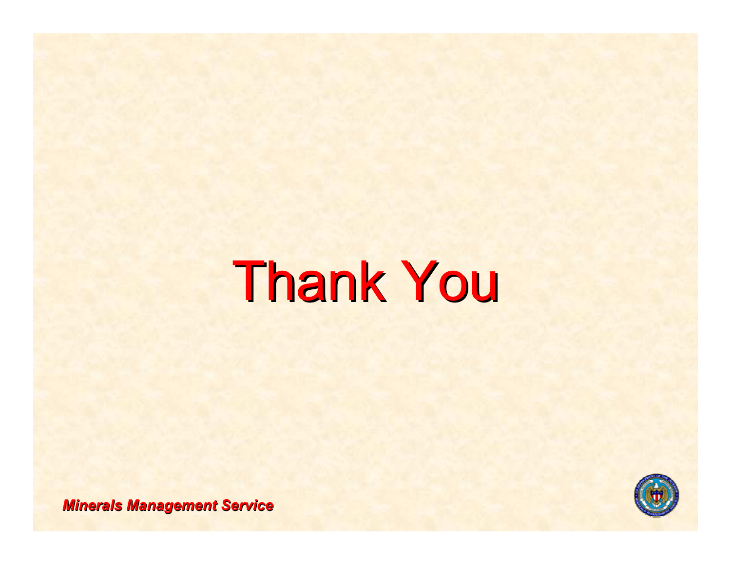# Thank You

***Minerals Management Service***